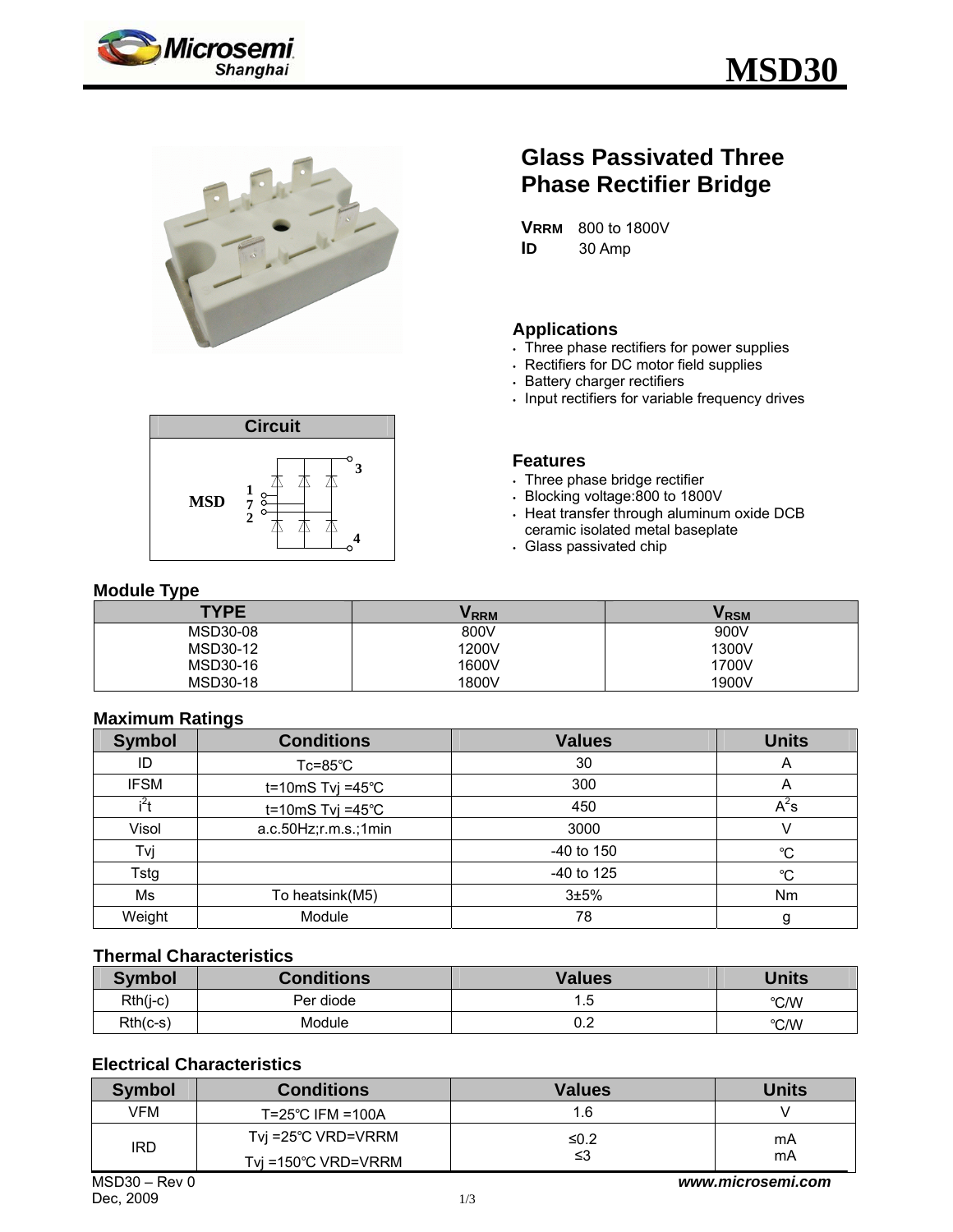# MSD30

## Glass Passivated Three Phase Rectifier Bridge

**$V_{RRM}$** 800 to 1800V
**$I_D$** 30 Amp

### Applications

- Three phase rectifiers for power supplies
- Rectifiers for DC motor field supplies
- Battery charger rectifiers
- Input rectifiers for variable frequency drives

### Circuit

MSD 1 7 2 3 4

### Features

- Three phase bridge rectifier
- Blocking voltage:800 to 1800V
- Heat transfer through aluminum oxide DCB ceramic isolated metal baseplate
- Glass passivated chip

### Module Type

| TYPE | $V_{RRM}$ | $V_{RSM}$ |
|---|---|---|
| MSD30-08 | 800V | 900V |
| MSD30-12 | 1200V | 1300V |
| MSD30-16 | 1600V | 1700V |
| MSD30-18 | 1800V | 1900V |

### Maximum Ratings

| Symbol | Conditions | Values | Units |
|---|---|---|---|
| ID | Tc=85℃ | 30 | A |
| IFSM | t=10mS Tvj =45℃ | 300 | A |
| $i^2t$ | t=10mS Tvj =45℃ | 450 | $A^2s$ |
| Visol | a.c.50Hz;r.m.s.;1min | 3000 | V |
| Tvj | | -40 to 150 | ℃ |
| Tstg | | -40 to 125 | ℃ |
| Ms | To heatsink(M5) | 3±5% | Nm |
| Weight | Module | 78 | g |

### Thermal Characteristics

| Symbol | Conditions | Values | Units |
|---|---|---|---|
| Rth(j-c) | Per diode | 1.5 | ℃/W |
| Rth(c-s) | Module | 0.2 | ℃/W |

### Electrical Characteristics

| Symbol | Conditions | Values | Units |
|---|---|---|---|
| VFM | T=25℃ IFM =100A | 1.6 | V |
| IRD | Tvj =25℃ VRD=VRRM | ≤0.2 | mA |
| | Tvj =150℃ VRD=VRRM | ≤3 | mA |

MSD30 – Rev 0
Dec, 2009

*www.microsemi.com*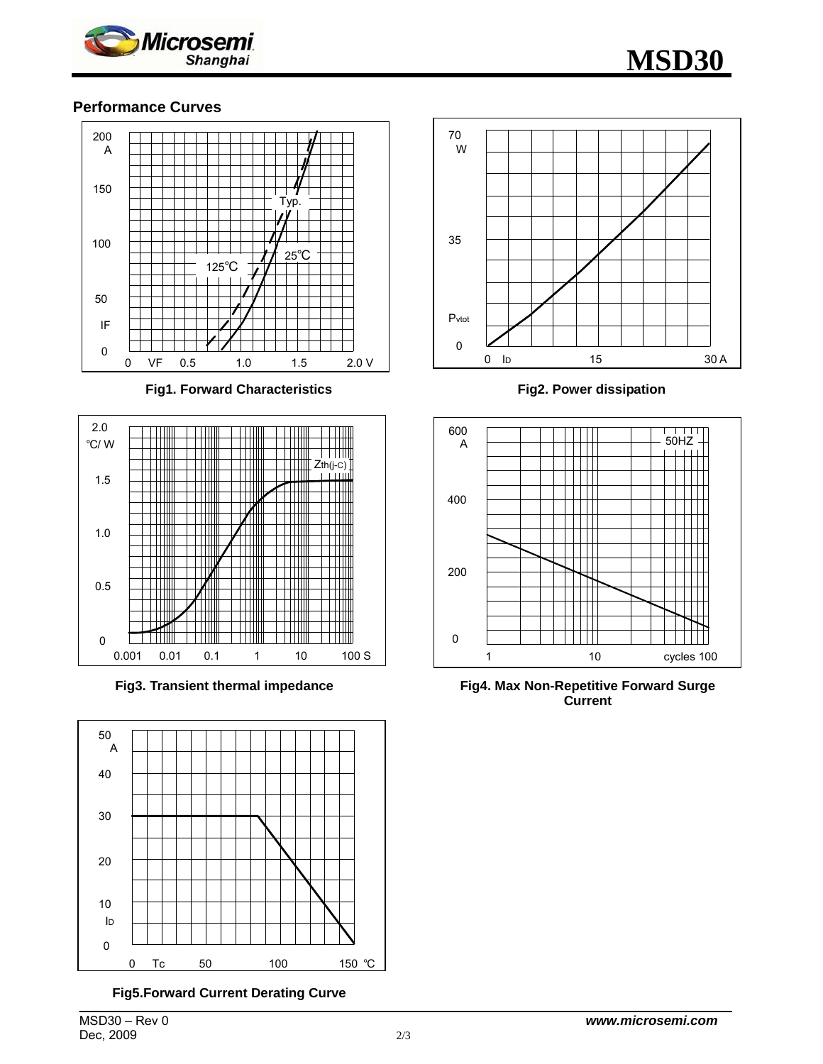## Performance Curves

**Fig1. Forward Characteristics**

**Fig2. Power dissipation**

**Fig3. Transient thermal impedance**

**Fig4. Max Non-Repetitive Forward Surge Current**

**Fig5.Forward Current Derating Curve**

MSD30 – Rev 0
Dec, 2009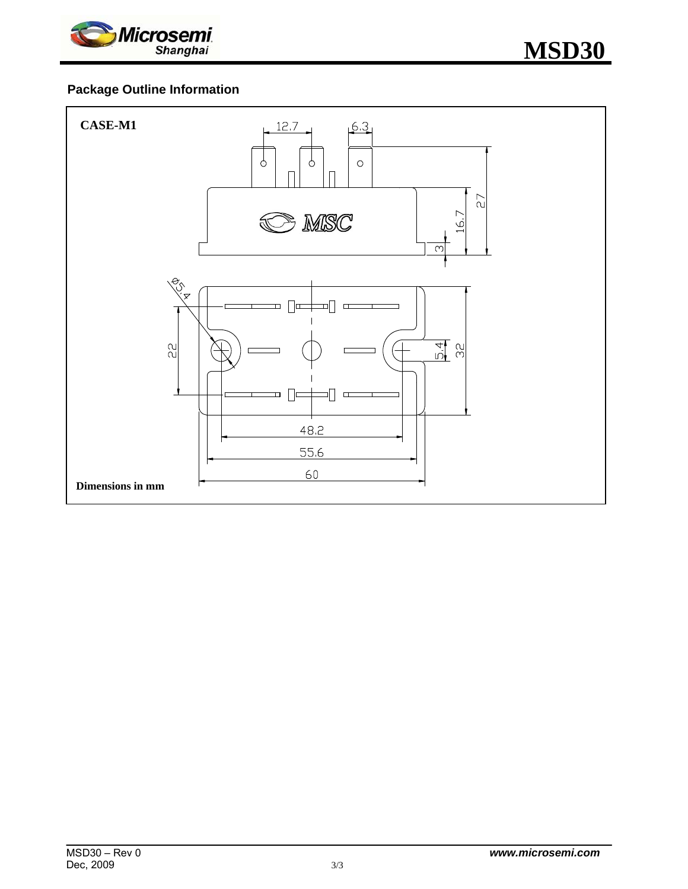## Package Outline Information

CASE-M1

12.7

6.3

27

16.7

3

Ø5.4

22

5.4

32

48.2

55.6

60

MSC

Dimensions in mm